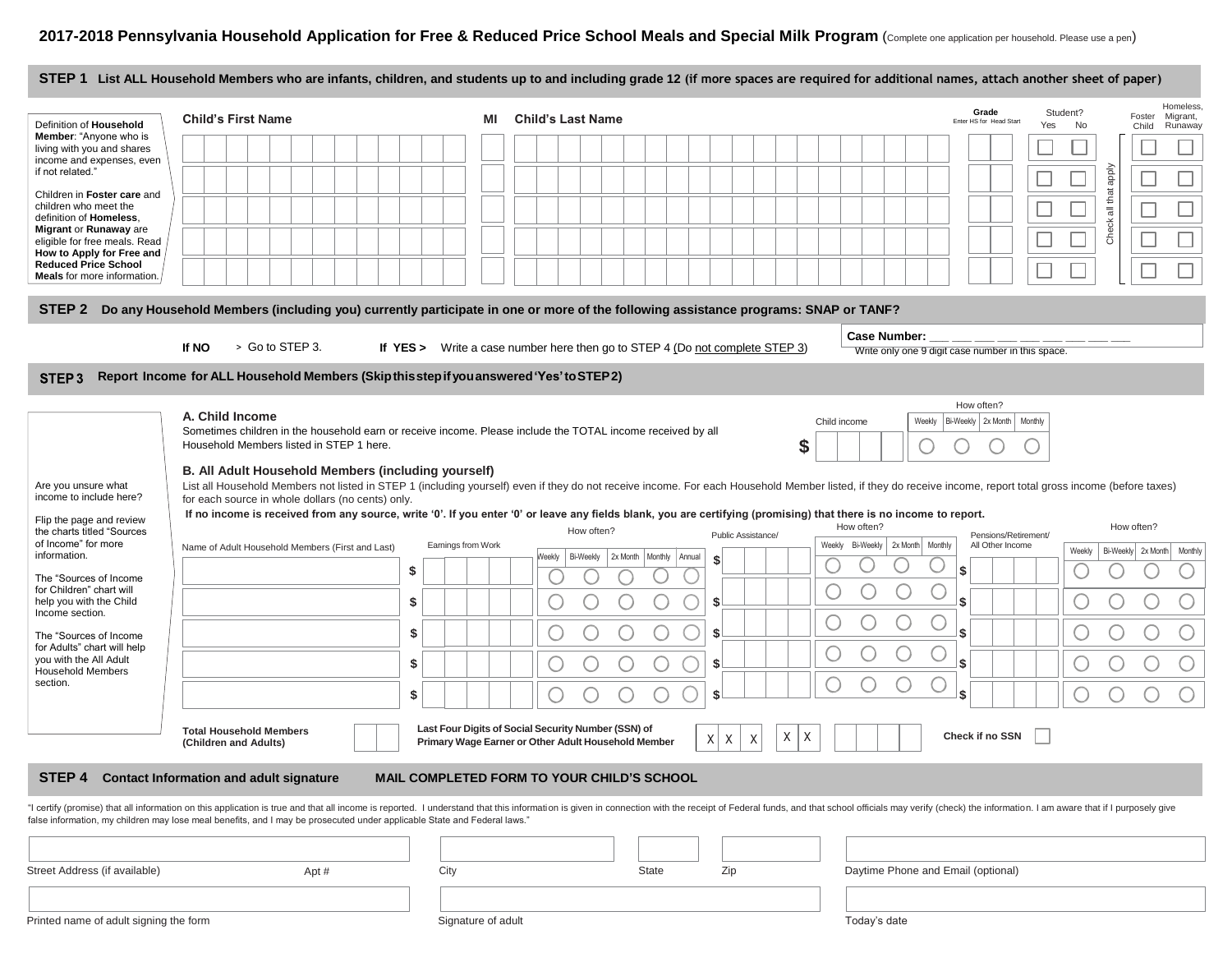# 2017-2018 Pennsylvania Household Application for Free & Reduced Price School Meals and Special Milk Program (Complete one application per household. Please use a pen)

## STEP 1 List ALL Household Members who are infants, children, and students up to and including grade 12 (if more spaces are required for additional names, attach another sheet of paper)

Definition of **Household Member**: "Anyone who is living with you and shares income and expenses, even if not related."

Children in **Foster care** and children who meet the definition of **Homeless, Migrant** or **Runaway** are eligible for free meals. Read **How to Apply for Free and Reduced Price School Meals** for more information.

| Child's First Name | MI | Child's Last Name | Grade (Enter HS for Head Start) | Student? Yes | Student? No | Foster Child | Homeless, Migrant, Runaway |
|---|---|---|---|---|---|---|---|
| | | | | ☐ | ☐ | ☐ | ☐ |
| | | | | ☐ | ☐ | ☐ | ☐ |
| | | | | ☐ | ☐ | ☐ | ☐ |
| | | | | ☐ | ☐ | ☐ | ☐ |
| | | | | ☐ | ☐ | ☐ | ☐ |

Check all that apply

## STEP 2 Do any Household Members (including you) currently participate in one or more of the following assistance programs: SNAP or TANF?

**If NO** > Go to STEP 3. **If YES >** Write a case number here then go to STEP 4 (Do not complete STEP 3)

**Case Number:** ___ ___ ___ ___ ___ ___ ___ ___ ___

Write only one 9 digit case number in this space.

## STEP 3 Report Income for ALL Household Members (Skip this step if you answered 'Yes' to STEP 2)

Are you unsure what income to include here?

Flip the page and review the charts titled "Sources of Income" for more information.

The "Sources of Income for Children" chart will help you with the Child Income section.

The "Sources of Income for Adults" chart will help you with the All Adult Household Members section.

### A. Child Income

Sometimes children in the household earn or receive income. Please include the TOTAL income received by all Household Members listed in STEP 1 here.

Child income $ ______ How often? ◯ Weekly ◯ Bi-Weekly ◯ 2x Month ◯ Monthly

### B. All Adult Household Members (including yourself)

List all Household Members not listed in STEP 1 (including yourself) even if they do not receive income. For each Household Member listed, if they do receive income, report total gross income (before taxes) for each source in whole dollars (no cents) only.

**If no income is received from any source, write '0'. If you enter '0' or leave any fields blank, you are certifying (promising) that there is no income to report.**

| Name of Adult Household Members (First and Last) | Earnings from Work | How often? Weekly | Bi-Weekly | 2x Month | Monthly | Annual | Public Assistance/ Child Support/Alimony | How often? Weekly | Bi-Weekly | 2x Month | Monthly | Pensions/Retirement/ All Other Income | How often? Weekly | Bi-Weekly | 2x Month | Monthly |
|---|---|---|---|---|---|---|---|---|---|---|---|---|---|---|---|---|
| | $ | ◯ | ◯ | ◯ | ◯ | ◯ | $ | ◯ | ◯ | ◯ | ◯ | $ | ◯ | ◯ | ◯ | ◯ |
| | $ | ◯ | ◯ | ◯ | ◯ | ◯ | $ | ◯ | ◯ | ◯ | ◯ | $ | ◯ | ◯ | ◯ | ◯ |
| | $ | ◯ | ◯ | ◯ | ◯ | ◯ | $ | ◯ | ◯ | ◯ | ◯ | $ | ◯ | ◯ | ◯ | ◯ |
| | $ | ◯ | ◯ | ◯ | ◯ | ◯ | $ | ◯ | ◯ | ◯ | ◯ | $ | ◯ | ◯ | ◯ | ◯ |
| | $ | ◯ | ◯ | ◯ | ◯ | ◯ | $ | ◯ | ◯ | ◯ | ◯ | $ | ◯ | ◯ | ◯ | ◯ |

**Total Household Members (Children and Adults)** ____

**Last Four Digits of Social Security Number (SSN) of Primary Wage Earner or Other Adult Household Member** X X X - X X - ____

**Check if no SSN** ☐

## STEP 4 Contact Information and adult signature MAIL COMPLETED FORM TO YOUR CHILD'S SCHOOL

"I certify (promise) that all information on this application is true and that all income is reported. I understand that this information is given in connection with the receipt of Federal funds, and that school officials may verify (check) the information. I am aware that if I purposely give false information, my children may lose meal benefits, and I may be prosecuted under applicable State and Federal laws."

Street Address (if available) ____ Apt # ____ City ____ State ____ Zip ____ Daytime Phone and Email (optional) ____

Printed name of adult signing the form ____ Signature of adult ____ Today's date ____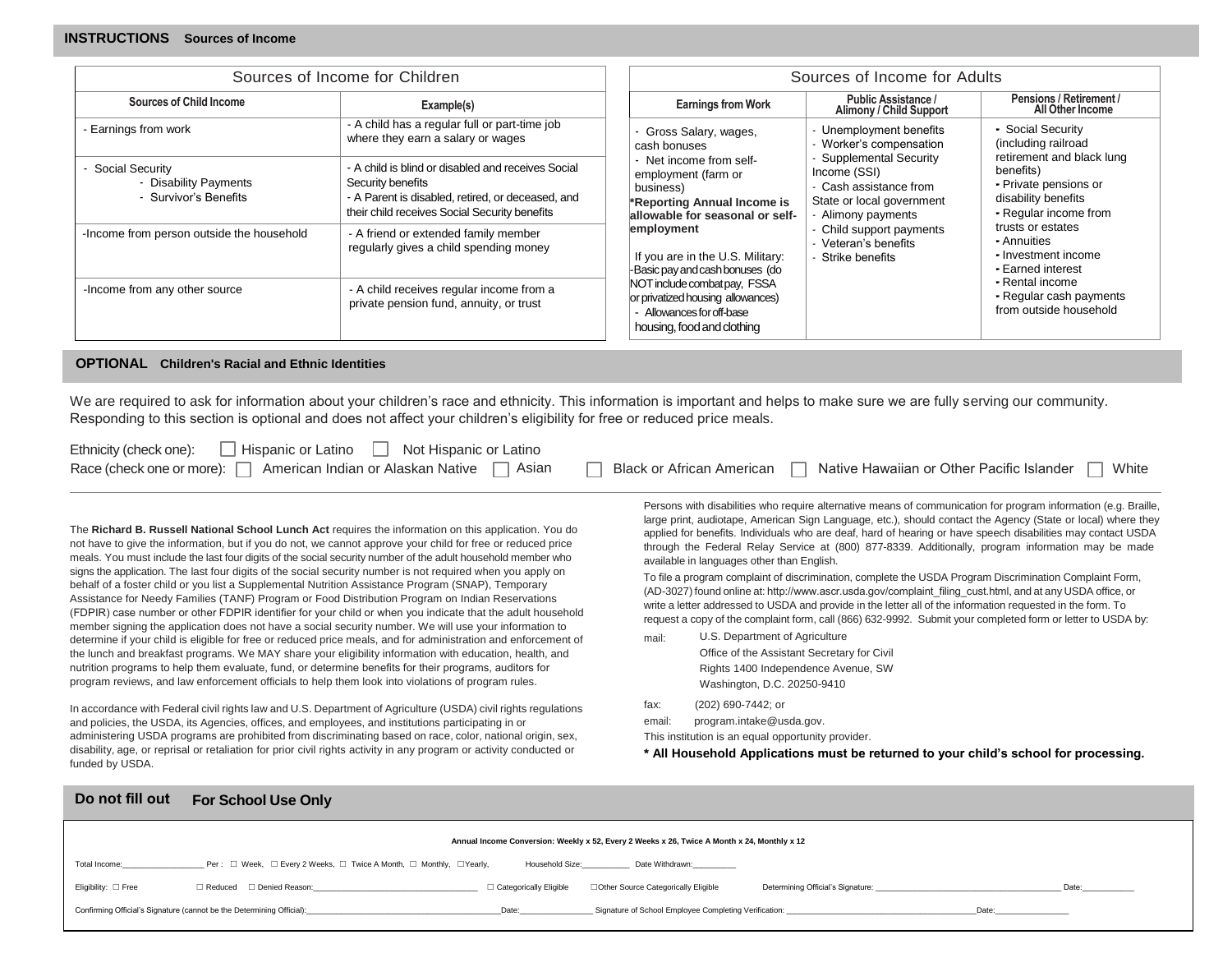## INSTRUCTIONS Sources of Income

### Sources of Income for Children

| Sources of Child Income | Example(s) |
|---|---|
| - Earnings from work | - A child has a regular full or part-time job where they earn a salary or wages |
| - Social Security<br>- Disability Payments<br>- Survivor's Benefits | - A child is blind or disabled and receives Social Security benefits<br>- A Parent is disabled, retired, or deceased, and their child receives Social Security benefits |
| -Income from person outside the household | - A friend or extended family member regularly gives a child spending money |
| -Income from any other source | - A child receives regular income from a private pension fund, annuity, or trust |

### Sources of Income for Adults

| Earnings from Work | Public Assistance / Alimony / Child Support | Pensions / Retirement / All Other Income |
|---|---|---|
| - Gross Salary, wages, cash bonuses<br>- Net income from self-employment (farm or business)<br>**\*Reporting Annual Income is allowable for seasonal or self-employment**<br><br>If you are in the U.S. Military:<br>-Basic pay and cash bonuses (do NOT include combat pay, FSSA or privatized housing allowances)<br>- Allowances for off-base housing, food and clothing | - Unemployment benefits<br>- Worker's compensation<br>- Supplemental Security Income (SSI)<br>- Cash assistance from State or local government<br>- Alimony payments<br>- Child support payments<br>- Veteran's benefits<br>- Strike benefits | - Social Security (including railroad retirement and black lung benefits)<br>- Private pensions or disability benefits<br>- Regular income from trusts or estates<br>- Annuities<br>- Investment income<br>- Earned interest<br>- Rental income<br>- Regular cash payments from outside household |

## OPTIONAL Children's Racial and Ethnic Identities

We are required to ask for information about your children's race and ethnicity. This information is important and helps to make sure we are fully serving our community. Responding to this section is optional and does not affect your children's eligibility for free or reduced price meals.

Ethnicity (check one): ☐ Hispanic or Latino ☐ Not Hispanic or Latino

Race (check one or more): ☐ American Indian or Alaskan Native ☐ Asian ☐ Black or African American ☐ Native Hawaiian or Other Pacific Islander ☐ White

The **Richard B. Russell National School Lunch Act** requires the information on this application. You do not have to give the information, but if you do not, we cannot approve your child for free or reduced price meals. You must include the last four digits of the social security number of the adult household member who signs the application. The last four digits of the social security number is not required when you apply on behalf of a foster child or you list a Supplemental Nutrition Assistance Program (SNAP), Temporary Assistance for Needy Families (TANF) Program or Food Distribution Program on Indian Reservations (FDPIR) case number or other FDPIR identifier for your child or when you indicate that the adult household member signing the application does not have a social security number. We will use your information to determine if your child is eligible for free or reduced price meals, and for administration and enforcement of the lunch and breakfast programs. We MAY share your eligibility information with education, health, and nutrition programs to help them evaluate, fund, or determine benefits for their programs, auditors for program reviews, and law enforcement officials to help them look into violations of program rules.

In accordance with Federal civil rights law and U.S. Department of Agriculture (USDA) civil rights regulations and policies, the USDA, its Agencies, offices, and employees, and institutions participating in or administering USDA programs are prohibited from discriminating based on race, color, national origin, sex, disability, age, or reprisal or retaliation for prior civil rights activity in any program or activity conducted or funded by USDA.

Persons with disabilities who require alternative means of communication for program information (e.g. Braille, large print, audiotape, American Sign Language, etc.), should contact the Agency (State or local) where they applied for benefits. Individuals who are deaf, hard of hearing or have speech disabilities may contact USDA through the Federal Relay Service at (800) 877-8339. Additionally, program information may be made available in languages other than English.

To file a program complaint of discrimination, complete the USDA Program Discrimination Complaint Form, (AD-3027) found online at: http://www.ascr.usda.gov/complaint_filing_cust.html, and at any USDA office, or write a letter addressed to USDA and provide in the letter all of the information requested in the form. To request a copy of the complaint form, call (866) 632-9992. Submit your completed form or letter to USDA by:

mail: U.S. Department of Agriculture
Office of the Assistant Secretary for Civil
Rights 1400 Independence Avenue, SW
Washington, D.C. 20250-9410

fax: (202) 690-7442; or

email: program.intake@usda.gov.

This institution is an equal opportunity provider.

**\* All Household Applications must be returned to your child's school for processing.**

## Do not fill out For School Use Only

**Annual Income Conversion: Weekly x 52, Every 2 Weeks x 26, Twice A Month x 24, Monthly x 12**

Total Income:__________________ Per : ☐ Week, ☐ Every 2 Weeks, ☐ Twice A Month, ☐ Monthly, ☐Yearly, Household Size:__________ Date Withdrawn:_________

Eligibility: ☐ Free ☐ Reduced ☐ Denied Reason:___________________________________ ☐ Categorically Eligible ☐Other Source Categorically Eligible Determining Official's Signature: ________________________________________ Date:___________

Confirming Official's Signature (cannot be the Determining Official):__________________________________________Date:_______________ Signature of School Employee Completing Verification: _________________________________________Date:_______________